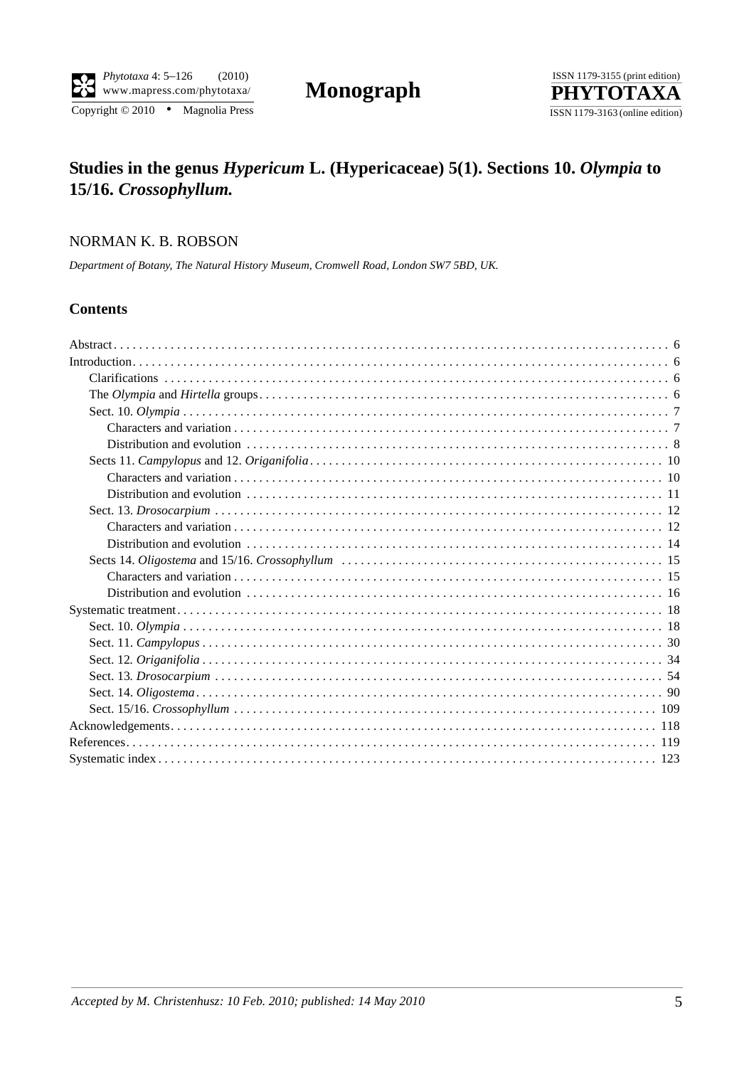**Monograph**

# Studies in the genus *Hypericum* L. (Hypericaceae) 5(1). Sections 10. *Olympia* to 15/16. *Crossophyllum.*

NORMAN K. B. ROBSON

*Department of Botany, The Natural History Museum, Cromwell Road, London SW7 5BD, UK.*

## Contents

- Abstract . . . . . . . . 6
- Introduction . . . . . . . . 6
  - Clarifications . . . . . . . . 6
  - The *Olympia* and *Hirtella* groups . . . . . . . . 6
  - Sect. 10. *Olympia* . . . . . . . . 7
    - Characters and variation . . . . . . . . 7
    - Distribution and evolution . . . . . . . . 8
  - Sects 11. *Campylopus* and 12. *Origanifolia* . . . . . . . . 10
    - Characters and variation . . . . . . . . 10
    - Distribution and evolution . . . . . . . . 11
  - Sect. 13. *Drosocarpium* . . . . . . . . 12
    - Characters and variation . . . . . . . . 12
    - Distribution and evolution . . . . . . . . 14
  - Sects 14. *Oligostema* and 15/16. *Crossophyllum* . . . . . . . . 15
    - Characters and variation . . . . . . . . 15
    - Distribution and evolution . . . . . . . . 16
- Systematic treatment . . . . . . . . 18
  - Sect. 10. *Olympia* . . . . . . . . 18
  - Sect. 11. *Campylopus* . . . . . . . . 30
  - Sect. 12. *Origanifolia* . . . . . . . . 34
  - Sect. 13. *Drosocarpium* . . . . . . . . 54
  - Sect. 14. *Oligostema* . . . . . . . . 90
  - Sect. 15/16. *Crossophyllum* . . . . . . . . 109
- Acknowledgements . . . . . . . . 118
- References . . . . . . . . 119
- Systematic index . . . . . . . . 123

*Accepted by M. Christenhusz: 10 Feb. 2010; published: 14 May 2010*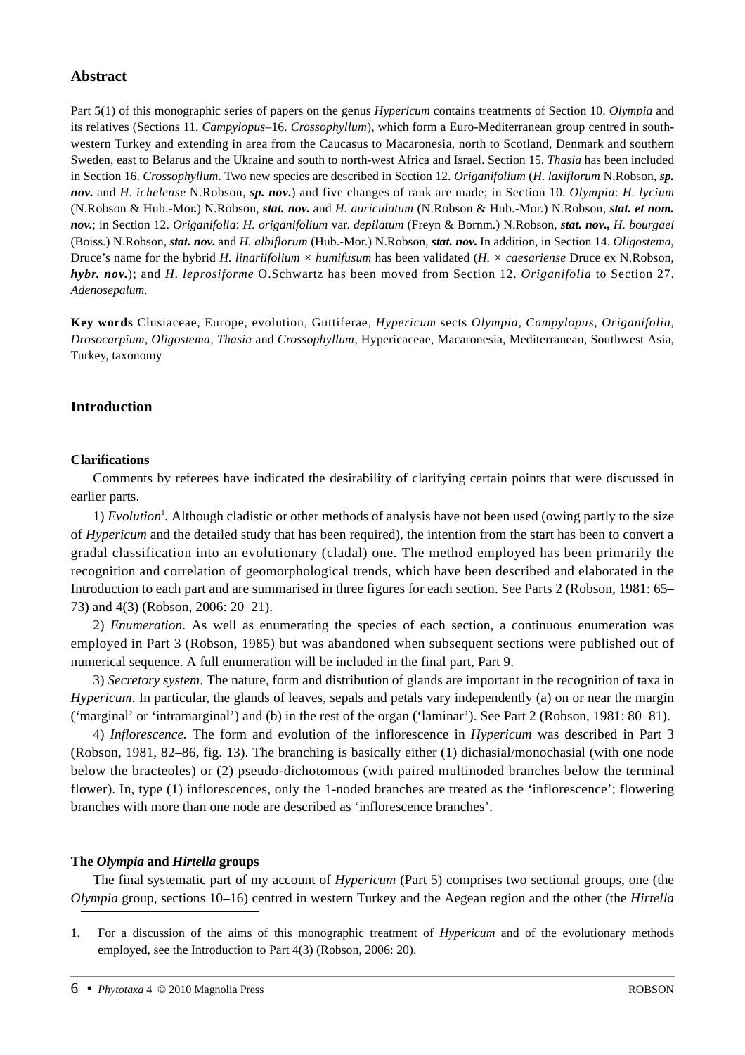## Abstract

Part 5(1) of this monographic series of papers on the genus *Hypericum* contains treatments of Section 10. *Olympia* and its relatives (Sections 11. *Campylopus*–16. *Crossophyllum*), which form a Euro-Mediterranean group centred in south-western Turkey and extending in area from the Caucasus to Macaronesia, north to Scotland, Denmark and southern Sweden, east to Belarus and the Ukraine and south to north-west Africa and Israel. Section 15. *Thasia* has been included in Section 16. *Crossophyllum*. Two new species are described in Section 12. *Origanifolium* (*H. laxiflorum* N.Robson, ***sp. nov.*** and *H. ichelense* N.Robson, ***sp. nov.***) and five changes of rank are made; in Section 10. *Olympia*: *H. lycium* (N.Robson & Hub.-Mor.) N.Robson, ***stat. nov.*** and *H. auriculatum* (N.Robson & Hub.-Mor.) N.Robson, ***stat. et nom. nov.***; in Section 12. *Origanifolia*: *H. origanifolium* var. *depilatum* (Freyn & Bornm.) N.Robson, ***stat. nov.***, *H. bourgaei* (Boiss.) N.Robson, ***stat. nov.*** and *H. albiflorum* (Hub.-Mor.) N.Robson, ***stat. nov.*** In addition, in Section 14. *Oligostema*, Druce's name for the hybrid *H. linariifolium* × *humifusum* has been validated (*H.* × *caesariense* Druce ex N.Robson, ***hybr. nov.***); and *H. leprosiforme* O.Schwartz has been moved from Section 12. *Origanifolia* to Section 27. *Adenosepalum.*

**Key words** Clusiaceae, Europe, evolution, Guttiferae, *Hypericum* sects *Olympia*, *Campylopus*, *Origanifolia*, *Drosocarpium*, *Oligostema*, *Thasia* and *Crossophyllum*, Hypericaceae, Macaronesia, Mediterranean, Southwest Asia, Turkey, taxonomy

## Introduction

### Clarifications

Comments by referees have indicated the desirability of clarifying certain points that were discussed in earlier parts.

1) *Evolution*[1]. Although cladistic or other methods of analysis have not been used (owing partly to the size of *Hypericum* and the detailed study that has been required), the intention from the start has been to convert a gradal classification into an evolutionary (cladal) one. The method employed has been primarily the recognition and correlation of geomorphological trends, which have been described and elaborated in the Introduction to each part and are summarised in three figures for each section. See Parts 2 (Robson, 1981: 65–73) and 4(3) (Robson, 2006: 20–21).

2) *Enumeration*. As well as enumerating the species of each section, a continuous enumeration was employed in Part 3 (Robson, 1985) but was abandoned when subsequent sections were published out of numerical sequence. A full enumeration will be included in the final part, Part 9.

3) *Secretory system*. The nature, form and distribution of glands are important in the recognition of taxa in *Hypericum*. In particular, the glands of leaves, sepals and petals vary independently (a) on or near the margin ('marginal' or 'intramarginal') and (b) in the rest of the organ ('laminar'). See Part 2 (Robson, 1981: 80–81).

4) *Inflorescence.* The form and evolution of the inflorescence in *Hypericum* was described in Part 3 (Robson, 1981, 82–86, fig. 13). The branching is basically either (1) dichasial/monochasial (with one node below the bracteoles) or (2) pseudo-dichotomous (with paired multinoded branches below the terminal flower). In, type (1) inflorescences, only the 1-noded branches are treated as the 'inflorescence'; flowering branches with more than one node are described as 'inflorescence branches'.

### The *Olympia* and *Hirtella* groups

The final systematic part of my account of *Hypericum* (Part 5) comprises two sectional groups, one (the *Olympia* group, sections 10–16) centred in western Turkey and the Aegean region and the other (the *Hirtella*

1. For a discussion of the aims of this monographic treatment of *Hypericum* and of the evolutionary methods employed, see the Introduction to Part 4(3) (Robson, 2006: 20).